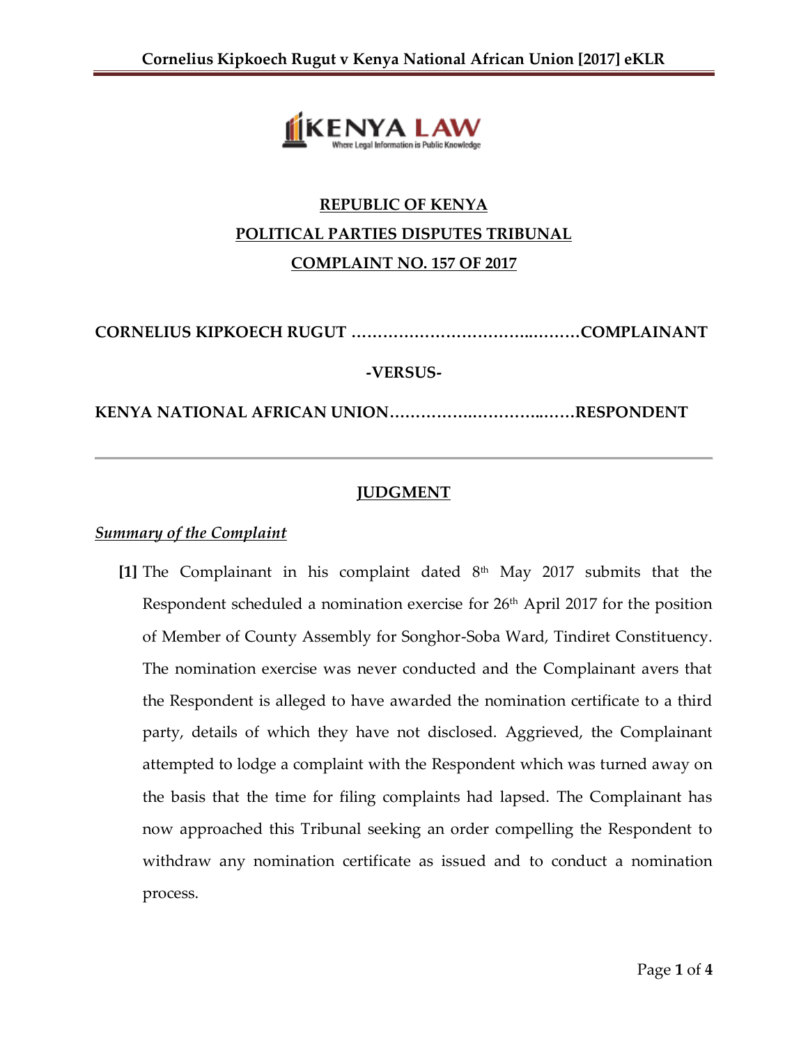**REPUBLIC OF KENYA**

**POLITICAL PARTIES DISPUTES TRIBUNAL**

**COMPLAINT NO. 157 OF 2017**

**CORNELIUS KIPKOECH RUGUT ………………………….……….COMPLAINANT**

**-VERSUS-**

**KENYA NATIONAL AFRICAN UNION……………….…………..……RESPONDENT**

---

## JUDGMENT

***Summary of the Complaint***

**[1]** The Complainant in his complaint dated 8th May 2017 submits that the Respondent scheduled a nomination exercise for 26th April 2017 for the position of Member of County Assembly for Songhor-Soba Ward, Tindiret Constituency. The nomination exercise was never conducted and the Complainant avers that the Respondent is alleged to have awarded the nomination certificate to a third party, details of which they have not disclosed. Aggrieved, the Complainant attempted to lodge a complaint with the Respondent which was turned away on the basis that the time for filing complaints had lapsed. The Complainant has now approached this Tribunal seeking an order compelling the Respondent to withdraw any nomination certificate as issued and to conduct a nomination process.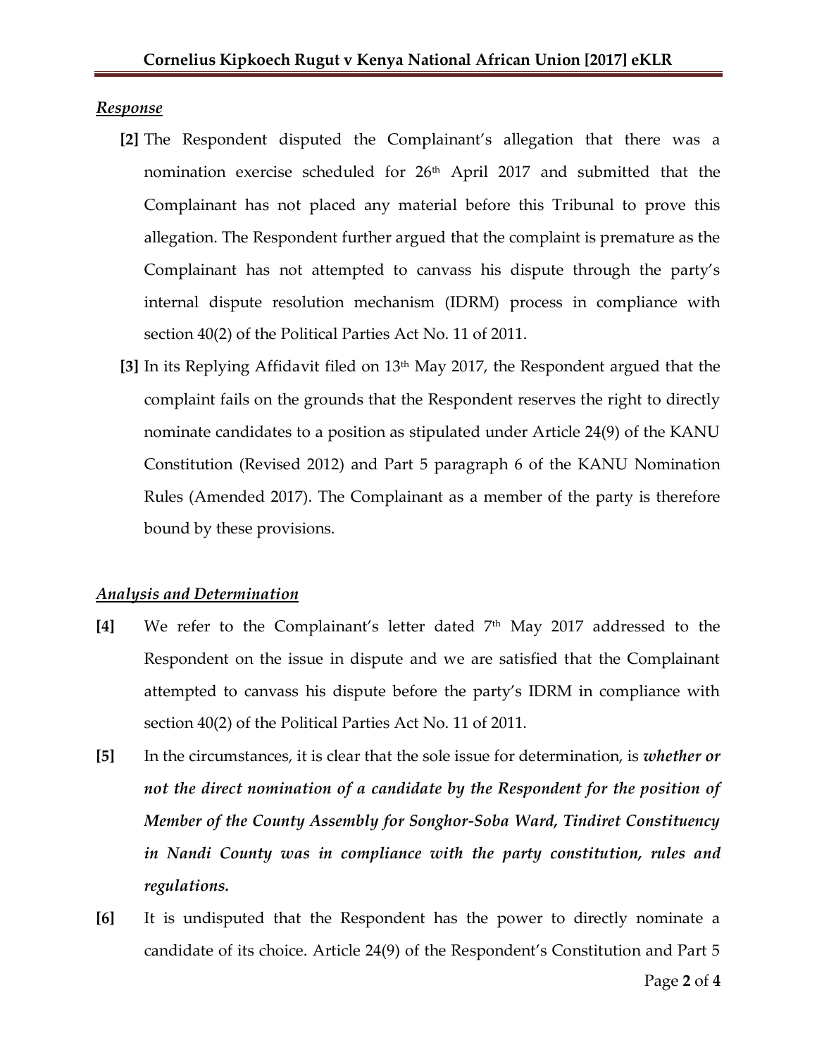***Response***

**[2]** The Respondent disputed the Complainant's allegation that there was a nomination exercise scheduled for 26th April 2017 and submitted that the Complainant has not placed any material before this Tribunal to prove this allegation. The Respondent further argued that the complaint is premature as the Complainant has not attempted to canvass his dispute through the party's internal dispute resolution mechanism (IDRM) process in compliance with section 40(2) of the Political Parties Act No. 11 of 2011.

**[3]** In its Replying Affidavit filed on 13th May 2017, the Respondent argued that the complaint fails on the grounds that the Respondent reserves the right to directly nominate candidates to a position as stipulated under Article 24(9) of the KANU Constitution (Revised 2012) and Part 5 paragraph 6 of the KANU Nomination Rules (Amended 2017). The Complainant as a member of the party is therefore bound by these provisions.

***Analysis and Determination***

**[4]** We refer to the Complainant's letter dated 7th May 2017 addressed to the Respondent on the issue in dispute and we are satisfied that the Complainant attempted to canvass his dispute before the party's IDRM in compliance with section 40(2) of the Political Parties Act No. 11 of 2011.

**[5]** In the circumstances, it is clear that the sole issue for determination, is ***whether or not the direct nomination of a candidate by the Respondent for the position of Member of the County Assembly for Songhor-Soba Ward, Tindiret Constituency in Nandi County was in compliance with the party constitution, rules and regulations.***

**[6]** It is undisputed that the Respondent has the power to directly nominate a candidate of its choice. Article 24(9) of the Respondent's Constitution and Part 5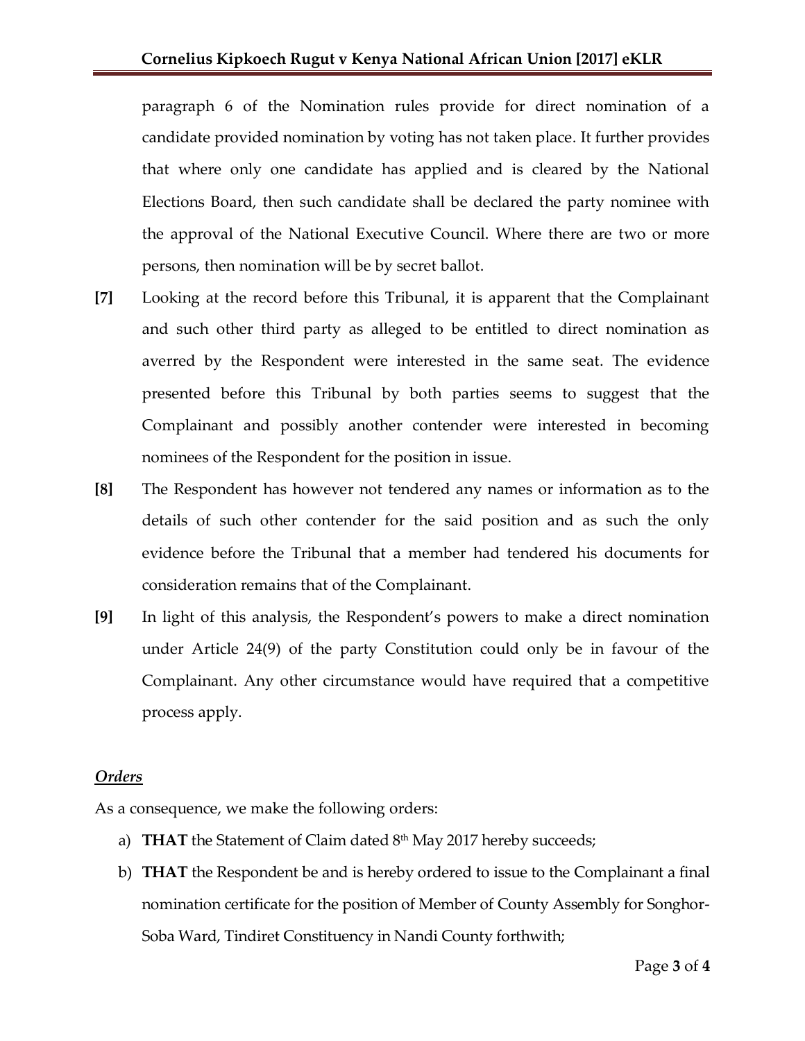paragraph 6 of the Nomination rules provide for direct nomination of a candidate provided nomination by voting has not taken place. It further provides that where only one candidate has applied and is cleared by the National Elections Board, then such candidate shall be declared the party nominee with the approval of the National Executive Council. Where there are two or more persons, then nomination will be by secret ballot.

**[7]** Looking at the record before this Tribunal, it is apparent that the Complainant and such other third party as alleged to be entitled to direct nomination as averred by the Respondent were interested in the same seat. The evidence presented before this Tribunal by both parties seems to suggest that the Complainant and possibly another contender were interested in becoming nominees of the Respondent for the position in issue.

**[8]** The Respondent has however not tendered any names or information as to the details of such other contender for the said position and as such the only evidence before the Tribunal that a member had tendered his documents for consideration remains that of the Complainant.

**[9]** In light of this analysis, the Respondent's powers to make a direct nomination under Article 24(9) of the party Constitution could only be in favour of the Complainant. Any other circumstance would have required that a competitive process apply.

***Orders***

As a consequence, we make the following orders:

a) **THAT** the Statement of Claim dated 8th May 2017 hereby succeeds;

b) **THAT** the Respondent be and is hereby ordered to issue to the Complainant a final nomination certificate for the position of Member of County Assembly for Songhor-Soba Ward, Tindiret Constituency in Nandi County forthwith;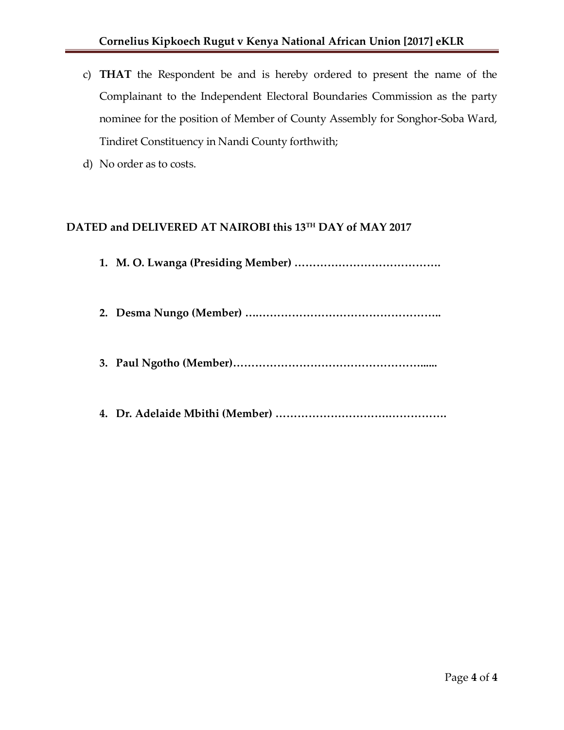c) **THAT** the Respondent be and is hereby ordered to present the name of the Complainant to the Independent Electoral Boundaries Commission as the party nominee for the position of Member of County Assembly for Songhor-Soba Ward, Tindiret Constituency in Nandi County forthwith;

d) No order as to costs.

**DATED and DELIVERED AT NAIROBI this 13TH DAY of MAY 2017**

1. **M. O. Lwanga (Presiding Member) ………………………………….**

2. **Desma Nungo (Member) ….…………………………………………..**

3. **Paul Ngotho (Member)……………………………………………......**

4. **Dr. Adelaide Mbithi (Member) ……………………….…………….**